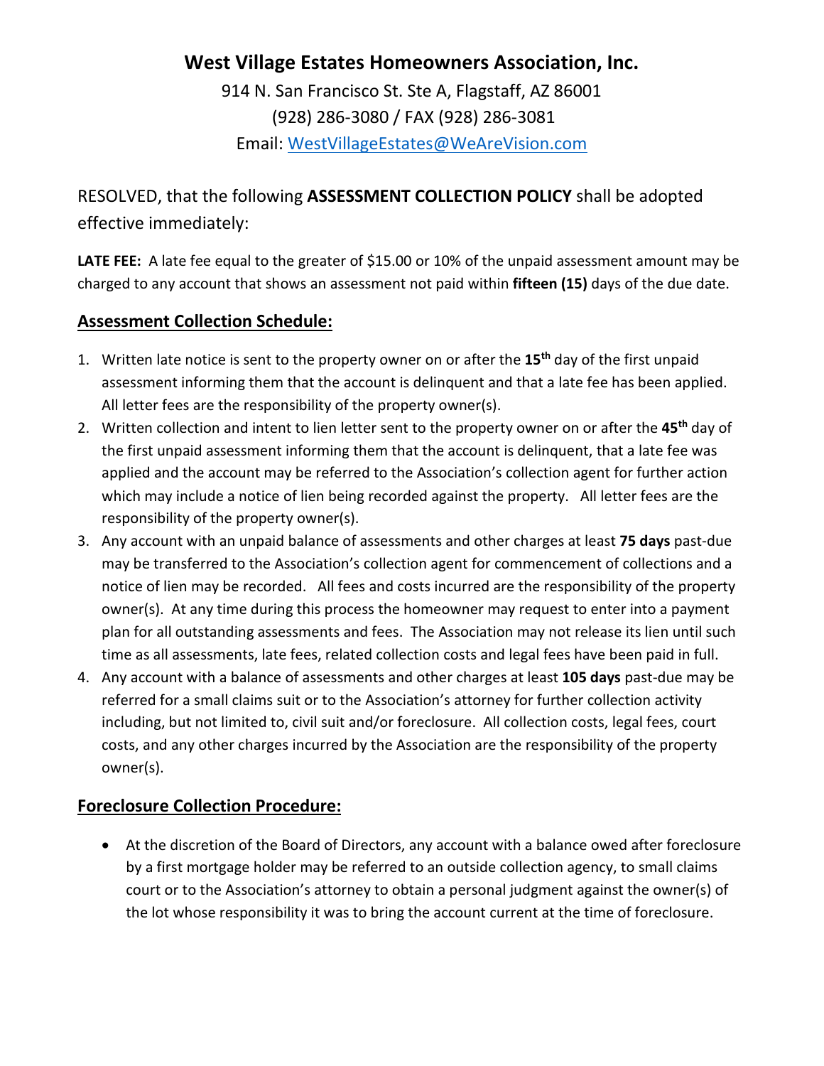# West Village Estates Homeowners Association, Inc.

914 N. San Francisco St. Ste A, Flagstaff, AZ 86001
(928) 286-3080 / FAX (928) 286-3081
Email: WestVillageEstates@WeAreVision.com

RESOLVED, that the following **ASSESSMENT COLLECTION POLICY** shall be adopted effective immediately:

**LATE FEE:** A late fee equal to the greater of $15.00 or 10% of the unpaid assessment amount may be charged to any account that shows an assessment not paid within **fifteen (15)** days of the due date.

## Assessment Collection Schedule:

1. Written late notice is sent to the property owner on or after the **15th** day of the first unpaid assessment informing them that the account is delinquent and that a late fee has been applied. All letter fees are the responsibility of the property owner(s).
2. Written collection and intent to lien letter sent to the property owner on or after the **45th** day of the first unpaid assessment informing them that the account is delinquent, that a late fee was applied and the account may be referred to the Association's collection agent for further action which may include a notice of lien being recorded against the property. All letter fees are the responsibility of the property owner(s).
3. Any account with an unpaid balance of assessments and other charges at least **75 days** past-due may be transferred to the Association's collection agent for commencement of collections and a notice of lien may be recorded. All fees and costs incurred are the responsibility of the property owner(s). At any time during this process the homeowner may request to enter into a payment plan for all outstanding assessments and fees. The Association may not release its lien until such time as all assessments, late fees, related collection costs and legal fees have been paid in full.
4. Any account with a balance of assessments and other charges at least **105 days** past-due may be referred for a small claims suit or to the Association's attorney for further collection activity including, but not limited to, civil suit and/or foreclosure. All collection costs, legal fees, court costs, and any other charges incurred by the Association are the responsibility of the property owner(s).

## Foreclosure Collection Procedure:

- At the discretion of the Board of Directors, any account with a balance owed after foreclosure by a first mortgage holder may be referred to an outside collection agency, to small claims court or to the Association's attorney to obtain a personal judgment against the owner(s) of the lot whose responsibility it was to bring the account current at the time of foreclosure.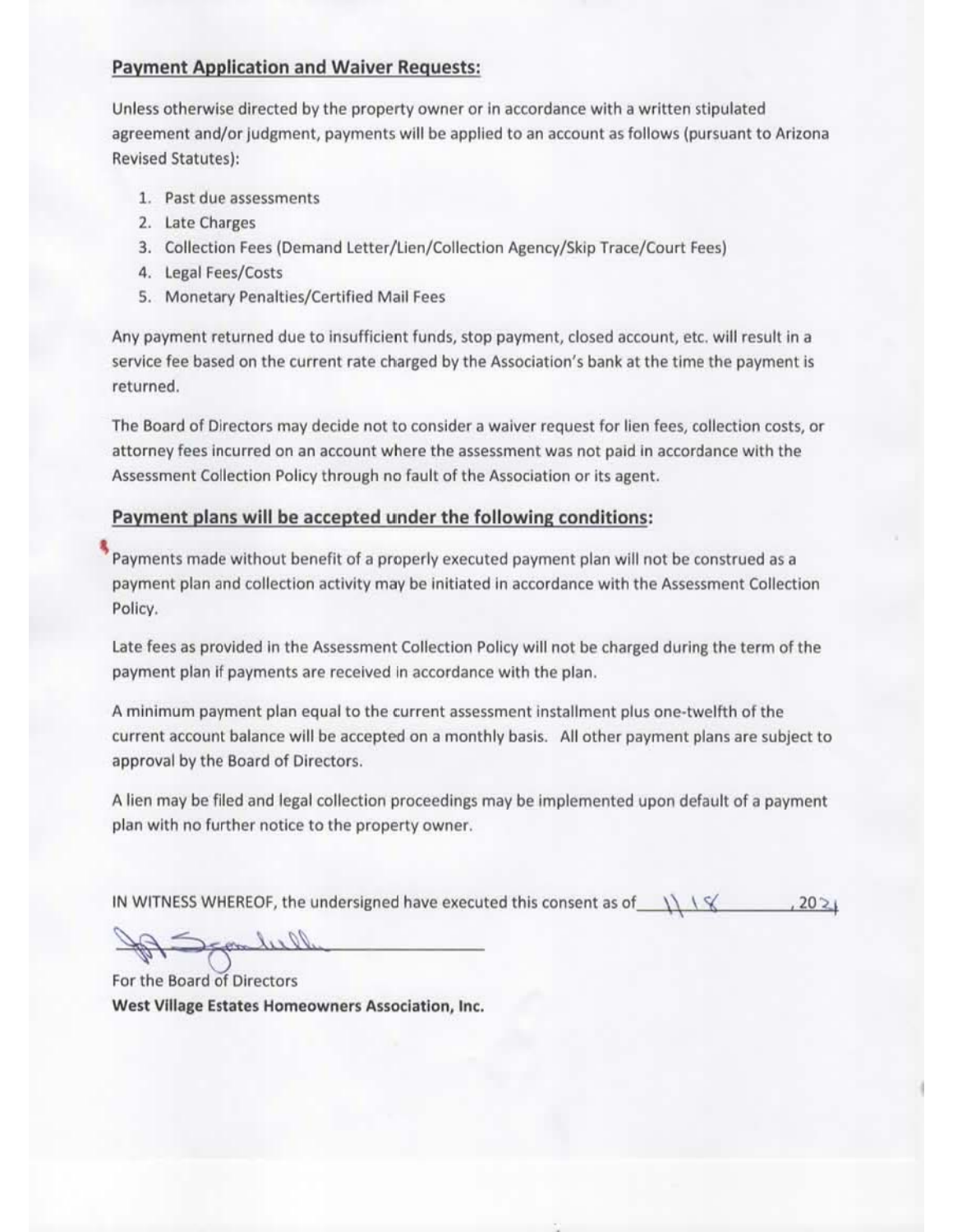**Payment Application and Waiver Requests:**

Unless otherwise directed by the property owner or in accordance with a written stipulated agreement and/or judgment, payments will be applied to an account as follows (pursuant to Arizona Revised Statutes):

1. Past due assessments
2. Late Charges
3. Collection Fees (Demand Letter/Lien/Collection Agency/Skip Trace/Court Fees)
4. Legal Fees/Costs
5. Monetary Penalties/Certified Mail Fees

Any payment returned due to insufficient funds, stop payment, closed account, etc. will result in a service fee based on the current rate charged by the Association's bank at the time the payment is returned.

The Board of Directors may decide not to consider a waiver request for lien fees, collection costs, or attorney fees incurred on an account where the assessment was not paid in accordance with the Assessment Collection Policy through no fault of the Association or its agent.

**Payment plans will be accepted under the following conditions:**

Payments made without benefit of a properly executed payment plan will not be construed as a payment plan and collection activity may be initiated in accordance with the Assessment Collection Policy.

Late fees as provided in the Assessment Collection Policy will not be charged during the term of the payment plan if payments are received in accordance with the plan.

A minimum payment plan equal to the current assessment installment plus one-twelfth of the current account balance will be accepted on a monthly basis. All other payment plans are subject to approval by the Board of Directors.

A lien may be filed and legal collection proceedings may be implemented upon default of a payment plan with no further notice to the property owner.

IN WITNESS WHEREOF, the undersigned have executed this consent as of 11 18, 2024

For the Board of Directors
**West Village Estates Homeowners Association, Inc.**